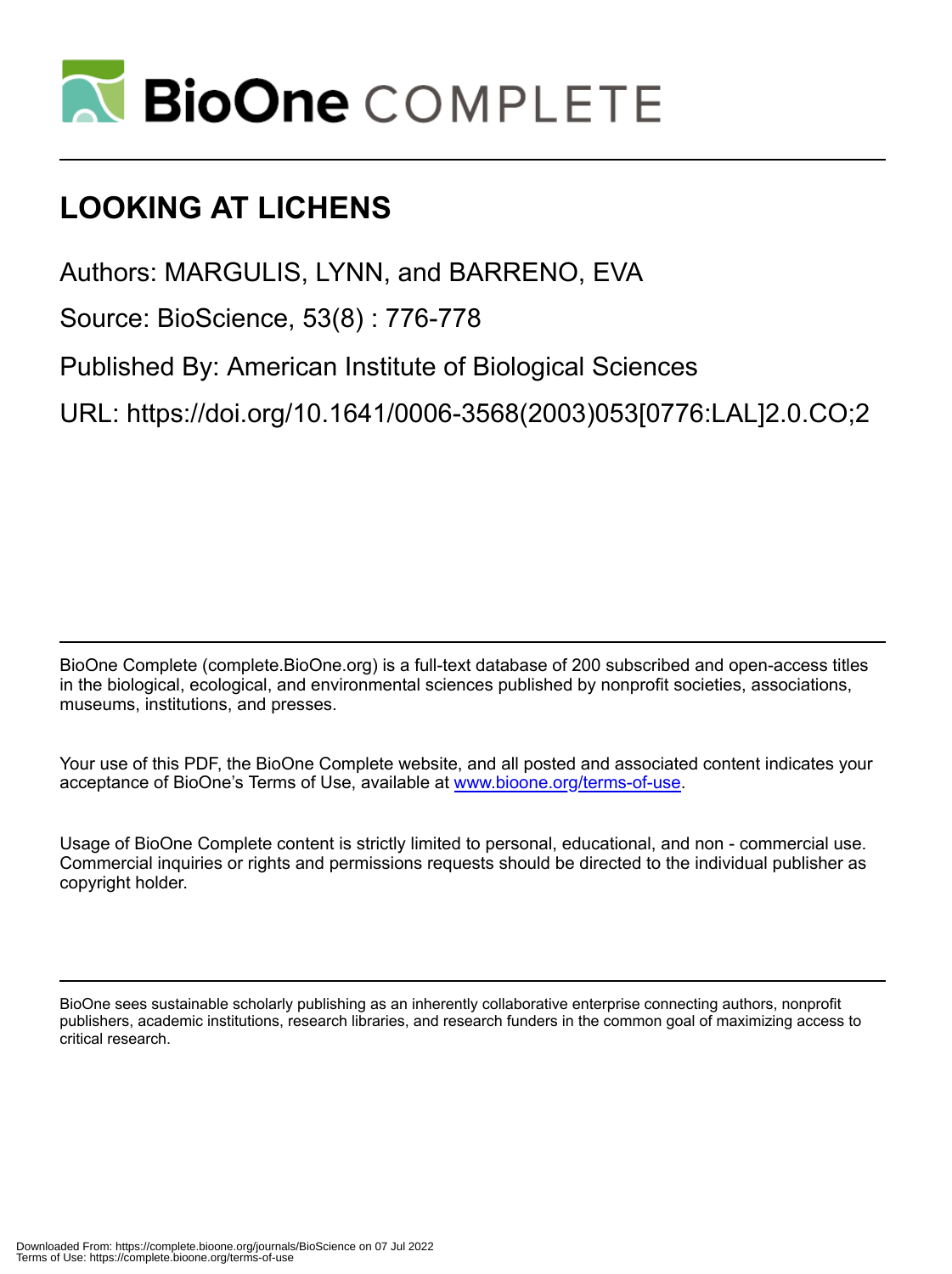# LOOKING AT LICHENS

Authors: MARGULIS, LYNN, and BARRENO, EVA

Source: BioScience, 53(8) : 776-778

Published By: American Institute of Biological Sciences

URL: https://doi.org/10.1641/0006-3568(2003)053[0776:LAL]2.0.CO;2

BioOne Complete (complete.BioOne.org) is a full-text database of 200 subscribed and open-access titles in the biological, ecological, and environmental sciences published by nonprofit societies, associations, museums, institutions, and presses.

Your use of this PDF, the BioOne Complete website, and all posted and associated content indicates your acceptance of BioOne's Terms of Use, available at www.bioone.org/terms-of-use.

Usage of BioOne Complete content is strictly limited to personal, educational, and non - commercial use. Commercial inquiries or rights and permissions requests should be directed to the individual publisher as copyright holder.

BioOne sees sustainable scholarly publishing as an inherently collaborative enterprise connecting authors, nonprofit publishers, academic institutions, research libraries, and research funders in the common goal of maximizing access to critical research.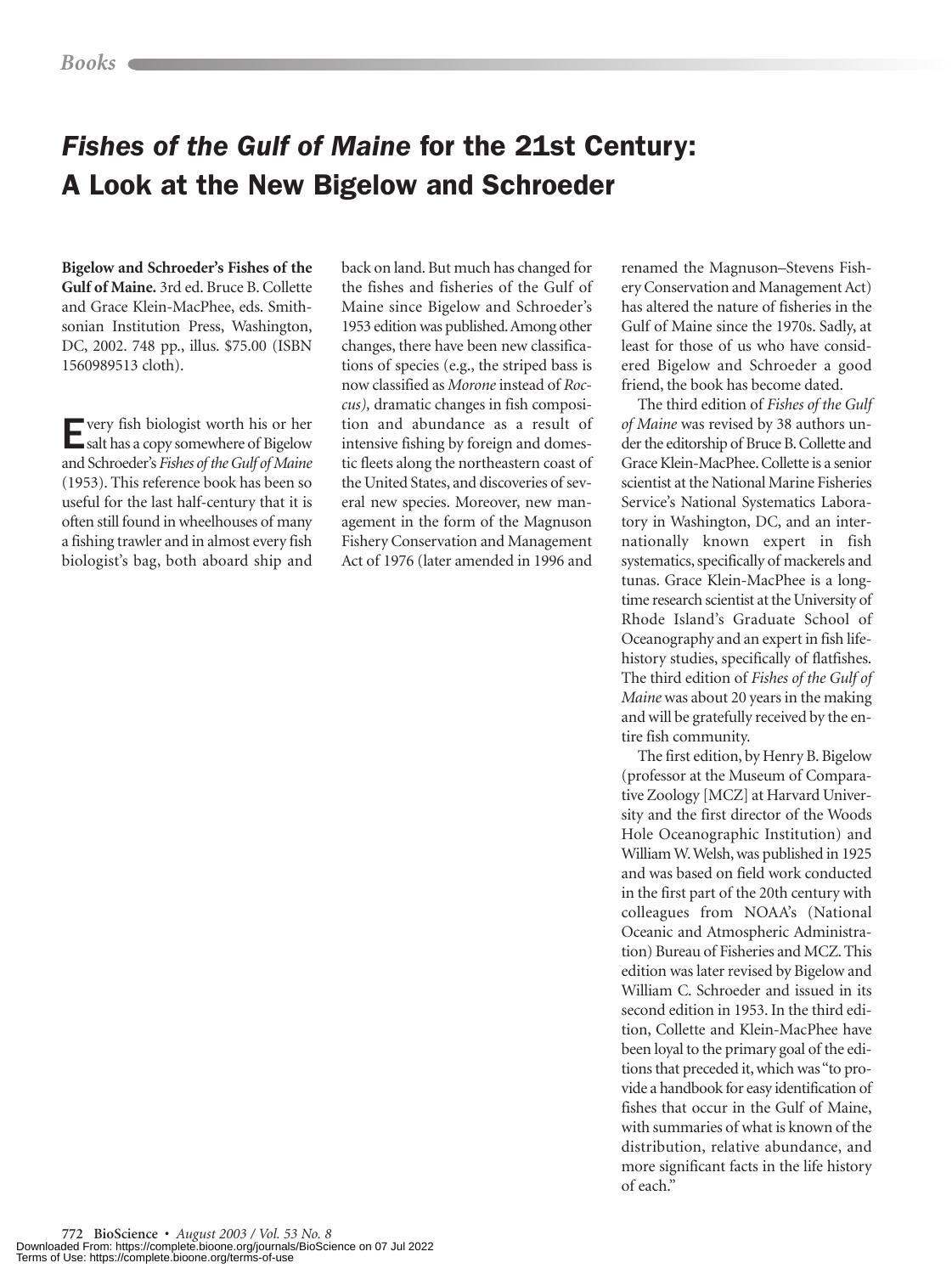# *Fishes of the Gulf of Maine* for the 21st Century: A Look at the New Bigelow and Schroeder

**Bigelow and Schroeder's Fishes of the Gulf of Maine.** 3rd ed. Bruce B. Collette and Grace Klein-MacPhee, eds. Smithsonian Institution Press, Washington, DC, 2002. 748 pp., illus. $75.00 (ISBN 1560989513 cloth).

Every fish biologist worth his or her salt has a copy somewhere of Bigelow and Schroeder's *Fishes of the Gulf of Maine* (1953). This reference book has been so useful for the last half-century that it is often still found in wheelhouses of many a fishing trawler and in almost every fish biologist's bag, both aboard ship and back on land. But much has changed for the fishes and fisheries of the Gulf of Maine since Bigelow and Schroeder's 1953 edition was published. Among other changes, there have been new classifications of species (e.g., the striped bass is now classified as *Morone* instead of *Roccus)*, dramatic changes in fish composition and abundance as a result of intensive fishing by foreign and domestic fleets along the northeastern coast of the United States, and discoveries of several new species. Moreover, new management in the form of the Magnuson Fishery Conservation and Management Act of 1976 (later amended in 1996 and renamed the Magnuson–Stevens Fishery Conservation and Management Act) has altered the nature of fisheries in the Gulf of Maine since the 1970s. Sadly, at least for those of us who have considered Bigelow and Schroeder a good friend, the book has become dated.

The third edition of *Fishes of the Gulf of Maine* was revised by 38 authors under the editorship of Bruce B. Collette and Grace Klein-MacPhee. Collette is a senior scientist at the National Marine Fisheries Service's National Systematics Laboratory in Washington, DC, and an internationally known expert in fish systematics, specifically of mackerels and tunas. Grace Klein-MacPhee is a longtime research scientist at the University of Rhode Island's Graduate School of Oceanography and an expert in fish life-history studies, specifically of flatfishes. The third edition of *Fishes of the Gulf of Maine* was about 20 years in the making and will be gratefully received by the entire fish community.

The first edition, by Henry B. Bigelow (professor at the Museum of Comparative Zoology [MCZ] at Harvard University and the first director of the Woods Hole Oceanographic Institution) and William W. Welsh, was published in 1925 and was based on field work conducted in the first part of the 20th century with colleagues from NOAA's (National Oceanic and Atmospheric Administration) Bureau of Fisheries and MCZ. This edition was later revised by Bigelow and William C. Schroeder and issued in its second edition in 1953. In the third edition, Collette and Klein-MacPhee have been loyal to the primary goal of the editions that preceded it, which was "to provide a handbook for easy identification of fishes that occur in the Gulf of Maine, with summaries of what is known of the distribution, relative abundance, and more significant facts in the life history of each."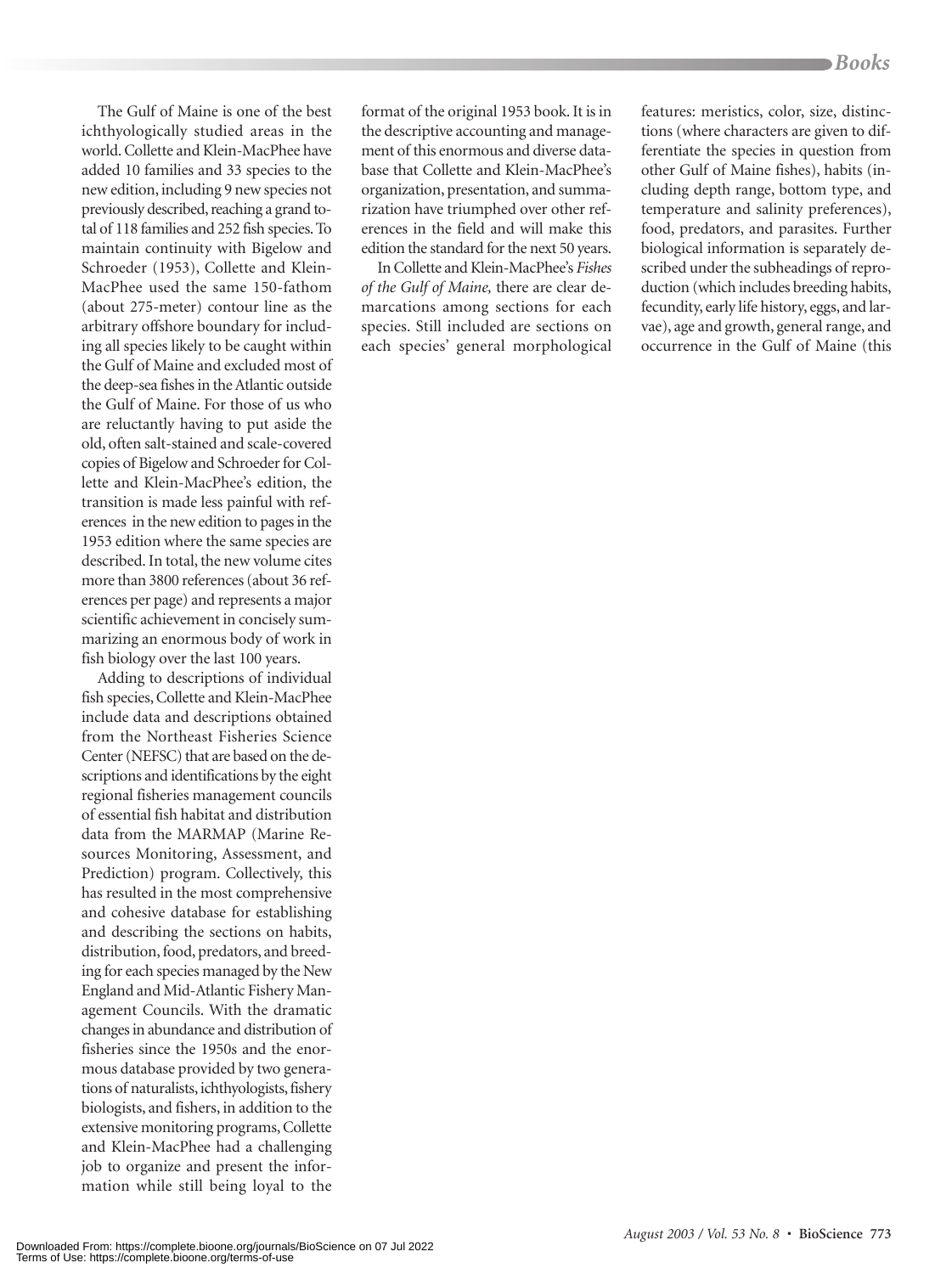The Gulf of Maine is one of the best ichthyologically studied areas in the world. Collette and Klein-MacPhee have added 10 families and 33 species to the new edition, including 9 new species not previously described, reaching a grand total of 118 families and 252 fish species. To maintain continuity with Bigelow and Schroeder (1953), Collette and Klein-MacPhee used the same 150-fathom (about 275-meter) contour line as the arbitrary offshore boundary for including all species likely to be caught within the Gulf of Maine and excluded most of the deep-sea fishes in the Atlantic outside the Gulf of Maine. For those of us who are reluctantly having to put aside the old, often salt-stained and scale-covered copies of Bigelow and Schroeder for Collette and Klein-MacPhee's edition, the transition is made less painful with references in the new edition to pages in the 1953 edition where the same species are described. In total, the new volume cites more than 3800 references (about 36 references per page) and represents a major scientific achievement in concisely summarizing an enormous body of work in fish biology over the last 100 years.

Adding to descriptions of individual fish species, Collette and Klein-MacPhee include data and descriptions obtained from the Northeast Fisheries Science Center (NEFSC) that are based on the descriptions and identifications by the eight regional fisheries management councils of essential fish habitat and distribution data from the MARMAP (Marine Resources Monitoring, Assessment, and Prediction) program. Collectively, this has resulted in the most comprehensive and cohesive database for establishing and describing the sections on habits, distribution, food, predators, and breeding for each species managed by the New England and Mid-Atlantic Fishery Management Councils. With the dramatic changes in abundance and distribution of fisheries since the 1950s and the enormous database provided by two generations of naturalists, ichthyologists, fishery biologists, and fishers, in addition to the extensive monitoring programs, Collette and Klein-MacPhee had a challenging job to organize and present the information while still being loyal to the format of the original 1953 book. It is in the descriptive accounting and management of this enormous and diverse database that Collette and Klein-MacPhee's organization, presentation, and summarization have triumphed over other references in the field and will make this edition the standard for the next 50 years.

In Collette and Klein-MacPhee's *Fishes of the Gulf of Maine,* there are clear demarcations among sections for each species. Still included are sections on each species' general morphological features: meristics, color, size, distinctions (where characters are given to differentiate the species in question from other Gulf of Maine fishes), habits (including depth range, bottom type, and temperature and salinity preferences), food, predators, and parasites. Further biological information is separately described under the subheadings of reproduction (which includes breeding habits, fecundity, early life history, eggs, and larvae), age and growth, general range, and occurrence in the Gulf of Maine (this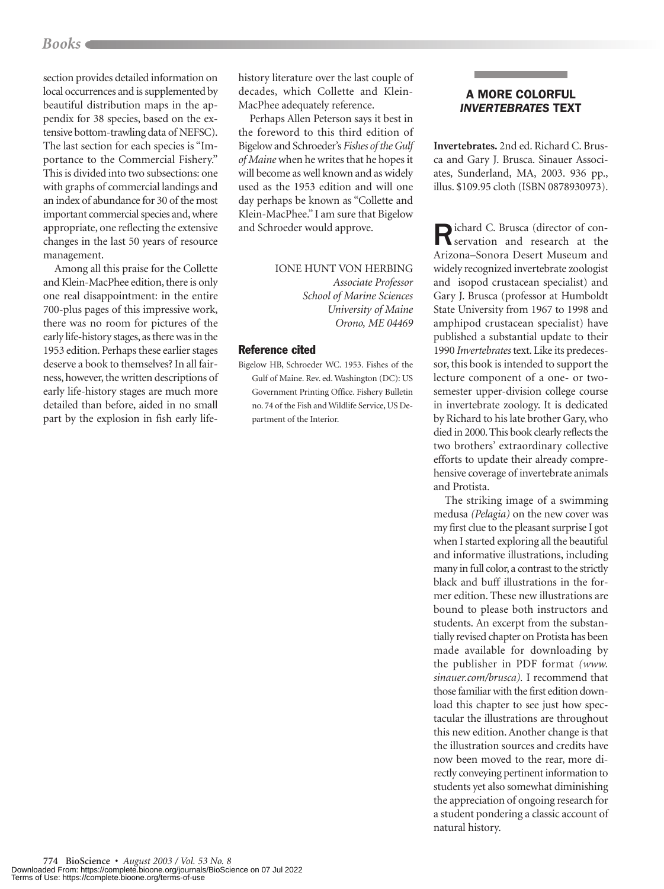section provides detailed information on local occurrences and is supplemented by beautiful distribution maps in the appendix for 38 species, based on the extensive bottom-trawling data of NEFSC). The last section for each species is "Importance to the Commercial Fishery." This is divided into two subsections: one with graphs of commercial landings and an index of abundance for 30 of the most important commercial species and, where appropriate, one reflecting the extensive changes in the last 50 years of resource management.

Among all this praise for the Collette and Klein-MacPhee edition, there is only one real disappointment: in the entire 700-plus pages of this impressive work, there was no room for pictures of the early life-history stages, as there was in the 1953 edition. Perhaps these earlier stages deserve a book to themselves? In all fairness, however, the written descriptions of early life-history stages are much more detailed than before, aided in no small part by the explosion in fish early life-history literature over the last couple of decades, which Collette and Klein-MacPhee adequately reference.

Perhaps Allen Peterson says it best in the foreword to this third edition of Bigelow and Schroeder's *Fishes of the Gulf of Maine* when he writes that he hopes it will become as well known and as widely used as the 1953 edition and will one day perhaps be known as "Collette and Klein-MacPhee." I am sure that Bigelow and Schroeder would approve.

IONE HUNT VON HERBING
*Associate Professor*
*School of Marine Sciences*
*University of Maine*
*Orono, ME 04469*

### Reference cited

Bigelow HB, Schroeder WC. 1953. Fishes of the Gulf of Maine. Rev. ed. Washington (DC): US Government Printing Office. Fishery Bulletin no. 74 of the Fish and Wildlife Service, US Department of the Interior.

## A MORE COLORFUL *INVERTEBRATES* TEXT

**Invertebrates.** 2nd ed. Richard C. Brusca and Gary J. Brusca. Sinauer Associates, Sunderland, MA, 2003. 936 pp., illus. $109.95 cloth (ISBN 0878930973).

Richard C. Brusca (director of conservation and research at the Arizona–Sonora Desert Museum and widely recognized invertebrate zoologist and isopod crustacean specialist) and Gary J. Brusca (professor at Humboldt State University from 1967 to 1998 and amphipod crustacean specialist) have published a substantial update to their 1990 *Invertebrates* text. Like its predecessor, this book is intended to support the lecture component of a one- or two-semester upper-division college course in invertebrate zoology. It is dedicated by Richard to his late brother Gary, who died in 2000. This book clearly reflects the two brothers' extraordinary collective efforts to update their already comprehensive coverage of invertebrate animals and Protista.

The striking image of a swimming medusa *(Pelagia)* on the new cover was my first clue to the pleasant surprise I got when I started exploring all the beautiful and informative illustrations, including many in full color, a contrast to the strictly black and buff illustrations in the former edition. These new illustrations are bound to please both instructors and students. An excerpt from the substantially revised chapter on Protista has been made available for downloading by the publisher in PDF format *(www.sinauer.com/brusca)*. I recommend that those familiar with the first edition download this chapter to see just how spectacular the illustrations are throughout this new edition. Another change is that the illustration sources and credits have now been moved to the rear, more directly conveying pertinent information to students yet also somewhat diminishing the appreciation of ongoing research for a student pondering a classic account of natural history.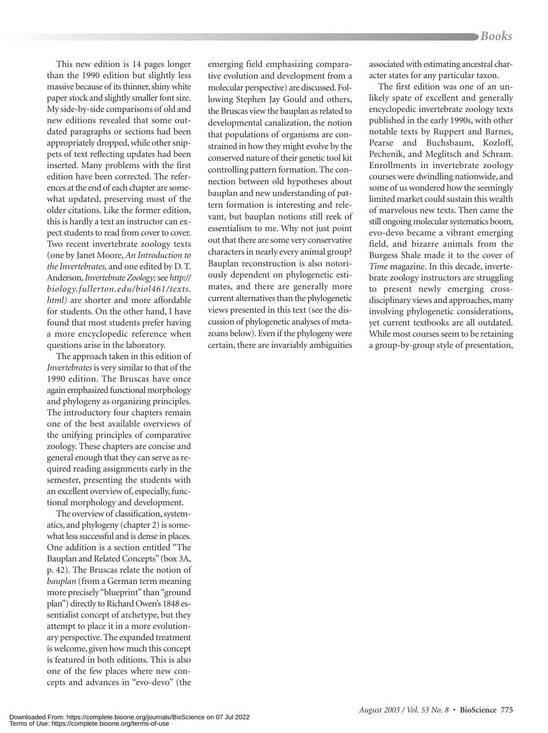This new edition is 14 pages longer than the 1990 edition but slightly less massive because of its thinner, shiny white paper stock and slightly smaller font size. My side-by-side comparisons of old and new editions revealed that some outdated paragraphs or sections had been appropriately dropped, while other snippets of text reflecting updates had been inserted. Many problems with the first edition have been corrected. The references at the end of each chapter are somewhat updated, preserving most of the older citations. Like the former edition, this is hardly a text an instructor can expect students to read from cover to cover. Two recent invertebrate zoology texts (one by Janet Moore, *An Introduction to the Invertebrates,* and one edited by D. T. Anderson, *Invertebrate Zoology;* see *http://biology.fullerton.edu/biol461/texts.html)* are shorter and more affordable for students. On the other hand, I have found that most students prefer having a more encyclopedic reference when questions arise in the laboratory.

The approach taken in this edition of *Invertebrates* is very similar to that of the 1990 edition. The Bruscas have once again emphasized functional morphology and phylogeny as organizing principles. The introductory four chapters remain one of the best available overviews of the unifying principles of comparative zoology. These chapters are concise and general enough that they can serve as required reading assignments early in the semester, presenting the students with an excellent overview of, especially, functional morphology and development.

The overview of classification, systematics, and phylogeny (chapter 2) is somewhat less successful and is dense in places. One addition is a section entitled "The Bauplan and Related Concepts" (box 3A, p. 42). The Bruscas relate the notion of *bauplan* (from a German term meaning more precisely "blueprint" than "ground plan") directly to Richard Owen's 1848 essentialist concept of archetype, but they attempt to place it in a more evolutionary perspective. The expanded treatment is welcome, given how much this concept is featured in both editions. This is also one of the few places where new concepts and advances in "evo-devo" (the emerging field emphasizing comparative evolution and development from a molecular perspective) are discussed. Following Stephen Jay Gould and others, the Bruscas view the bauplan as related to developmental canalization, the notion that populations of organisms are constrained in how they might evolve by the conserved nature of their genetic tool kit controlling pattern formation. The connection between old hypotheses about bauplan and new understanding of pattern formation is interesting and relevant, but bauplan notions still reek of essentialism to me. Why not just point out that there are some very conservative characters in nearly every animal group? Bauplan reconstruction is also notoriously dependent on phylogenetic estimates, and there are generally more current alternatives than the phylogenetic views presented in this text (see the discussion of phylogenetic analyses of metazoans below). Even if the phylogeny were certain, there are invariably ambiguities associated with estimating ancestral character states for any particular taxon.

The first edition was one of an unlikely spate of excellent and generally encyclopedic invertebrate zoology texts published in the early 1990s, with other notable texts by Ruppert and Barnes, Pearse and Buchsbaum, Kozloff, Pechenik, and Meglitsch and Schram. Enrollments in invertebrate zoology courses were dwindling nationwide, and some of us wondered how the seemingly limited market could sustain this wealth of marvelous new texts. Then came the still ongoing molecular systematics boom, evo-devo became a vibrant emerging field, and bizarre animals from the Burgess Shale made it to the cover of *Time* magazine. In this decade, invertebrate zoology instructors are struggling to present newly emerging cross-disciplinary views and approaches, many involving phylogenetic considerations, yet current textbooks are all outdated. While most courses seem to be retaining a group-by-group style of presentation,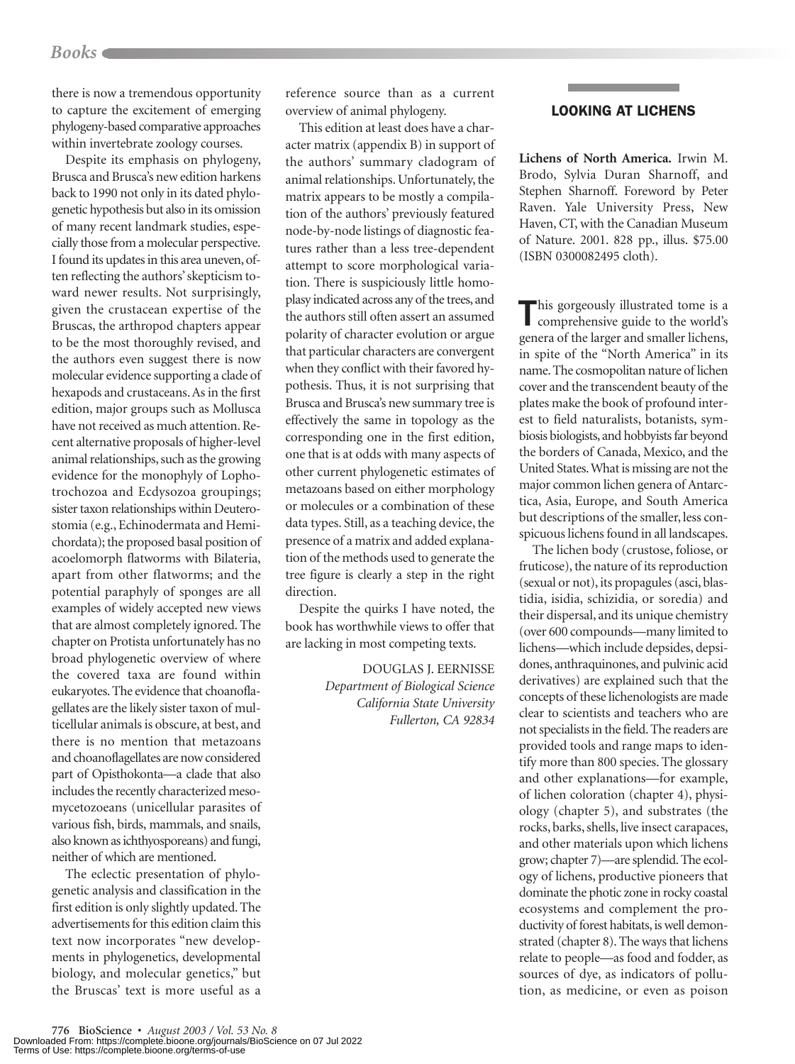there is now a tremendous opportunity to capture the excitement of emerging phylogeny-based comparative approaches within invertebrate zoology courses.

Despite its emphasis on phylogeny, Brusca and Brusca's new edition harkens back to 1990 not only in its dated phylogenetic hypothesis but also in its omission of many recent landmark studies, especially those from a molecular perspective. I found its updates in this area uneven, often reflecting the authors' skepticism toward newer results. Not surprisingly, given the crustacean expertise of the Bruscas, the arthropod chapters appear to be the most thoroughly revised, and the authors even suggest there is now molecular evidence supporting a clade of hexapods and crustaceans. As in the first edition, major groups such as Mollusca have not received as much attention. Recent alternative proposals of higher-level animal relationships, such as the growing evidence for the monophyly of Lophotrochozoa and Ecdysozoa groupings; sister taxon relationships within Deuterostomia (e.g., Echinodermata and Hemichordata); the proposed basal position of acoelomorph flatworms with Bilateria, apart from other flatworms; and the potential paraphyly of sponges are all examples of widely accepted new views that are almost completely ignored. The chapter on Protista unfortunately has no broad phylogenetic overview of where the covered taxa are found within eukaryotes. The evidence that choanoflagellates are the likely sister taxon of multicellular animals is obscure, at best, and there is no mention that metazoans and choanoflagellates are now considered part of Opisthokonta—a clade that also includes the recently characterized mesomycetozoeans (unicellular parasites of various fish, birds, mammals, and snails, also known as ichthyosporeans) and fungi, neither of which are mentioned.

The eclectic presentation of phylogenetic analysis and classification in the first edition is only slightly updated. The advertisements for this edition claim this text now incorporates "new developments in phylogenetics, developmental biology, and molecular genetics," but the Bruscas' text is more useful as a reference source than as a current overview of animal phylogeny.

This edition at least does have a character matrix (appendix B) in support of the authors' summary cladogram of animal relationships. Unfortunately, the matrix appears to be mostly a compilation of the authors' previously featured node-by-node listings of diagnostic features rather than a less tree-dependent attempt to score morphological variation. There is suspiciously little homoplasy indicated across any of the trees, and the authors still often assert an assumed polarity of character evolution or argue that particular characters are convergent when they conflict with their favored hypothesis. Thus, it is not surprising that Brusca and Brusca's new summary tree is effectively the same in topology as the corresponding one in the first edition, one that is at odds with many aspects of other current phylogenetic estimates of metazoans based on either morphology or molecules or a combination of these data types. Still, as a teaching device, the presence of a matrix and added explanation of the methods used to generate the tree figure is clearly a step in the right direction.

Despite the quirks I have noted, the book has worthwhile views to offer that are lacking in most competing texts.

DOUGLAS J. EERNISSE
*Department of Biological Science*
*California State University*
*Fullerton, CA 92834*

## LOOKING AT LICHENS

**Lichens of North America.** Irwin M. Brodo, Sylvia Duran Sharnoff, and Stephen Sharnoff. Foreword by Peter Raven. Yale University Press, New Haven, CT, with the Canadian Museum of Nature. 2001. 828 pp., illus. $75.00 (ISBN 0300082495 cloth).

This gorgeously illustrated tome is a comprehensive guide to the world's genera of the larger and smaller lichens, in spite of the "North America" in its name. The cosmopolitan nature of lichen cover and the transcendent beauty of the plates make the book of profound interest to field naturalists, botanists, symbiosis biologists, and hobbyists far beyond the borders of Canada, Mexico, and the United States. What is missing are not the major common lichen genera of Antarctica, Asia, Europe, and South America but descriptions of the smaller, less conspicuous lichens found in all landscapes.

The lichen body (crustose, foliose, or fruticose), the nature of its reproduction (sexual or not), its propagules (asci, blastidia, isidia, schizidia, or soredia) and their dispersal, and its unique chemistry (over 600 compounds—many limited to lichens—which include depsides, depsidones, anthraquinones, and pulvinic acid derivatives) are explained such that the concepts of these lichenologists are made clear to scientists and teachers who are not specialists in the field. The readers are provided tools and range maps to identify more than 800 species. The glossary and other explanations—for example, of lichen coloration (chapter 4), physiology (chapter 5), and substrates (the rocks, barks, shells, live insect carapaces, and other materials upon which lichens grow; chapter 7)—are splendid. The ecology of lichens, productive pioneers that dominate the photic zone in rocky coastal ecosystems and complement the productivity of forest habitats, is well demonstrated (chapter 8). The ways that lichens relate to people—as food and fodder, as sources of dye, as indicators of pollution, as medicine, or even as poison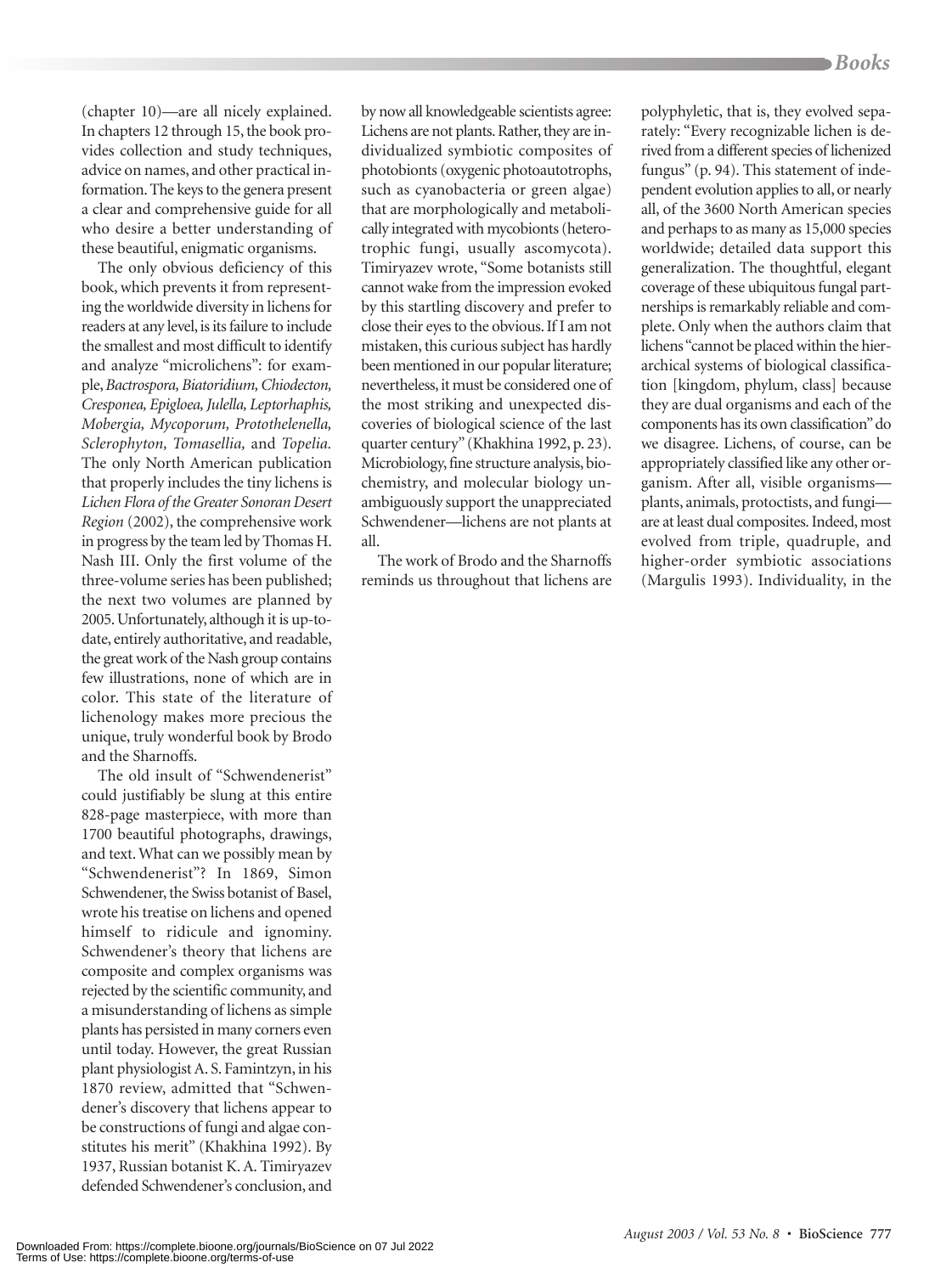(chapter 10)—are all nicely explained. In chapters 12 through 15, the book provides collection and study techniques, advice on names, and other practical information. The keys to the genera present a clear and comprehensive guide for all who desire a better understanding of these beautiful, enigmatic organisms.

The only obvious deficiency of this book, which prevents it from representing the worldwide diversity in lichens for readers at any level, is its failure to include the smallest and most difficult to identify and analyze "microlichens": for example, *Bactrospora, Biatoridium, Chiodecton, Cresponea, Epigloea, Julella, Leptorhaphis, Mobergia, Mycoporum, Protothelenella, Sclerophyton, Tomasellia,* and *Topelia.* The only North American publication that properly includes the tiny lichens is *Lichen Flora of the Greater Sonoran Desert Region* (2002), the comprehensive work in progress by the team led by Thomas H. Nash III. Only the first volume of the three-volume series has been published; the next two volumes are planned by 2005. Unfortunately, although it is up-to-date, entirely authoritative, and readable, the great work of the Nash group contains few illustrations, none of which are in color. This state of the literature of lichenology makes more precious the unique, truly wonderful book by Brodo and the Sharnoffs.

The old insult of "Schwendenerist" could justifiably be slung at this entire 828-page masterpiece, with more than 1700 beautiful photographs, drawings, and text. What can we possibly mean by "Schwendenerist"? In 1869, Simon Schwendener, the Swiss botanist of Basel, wrote his treatise on lichens and opened himself to ridicule and ignominy. Schwendener's theory that lichens are composite and complex organisms was rejected by the scientific community, and a misunderstanding of lichens as simple plants has persisted in many corners even until today. However, the great Russian plant physiologist A. S. Famintzyn, in his 1870 review, admitted that "Schwendener's discovery that lichens appear to be constructions of fungi and algae constitutes his merit" (Khakhina 1992). By 1937, Russian botanist K. A. Timiryazev defended Schwendener's conclusion, and by now all knowledgeable scientists agree: Lichens are not plants. Rather, they are individualized symbiotic composites of photobionts (oxygenic photoautotrophs, such as cyanobacteria or green algae) that are morphologically and metabolically integrated with mycobionts (heterotrophic fungi, usually ascomycota). Timiryazev wrote, "Some botanists still cannot wake from the impression evoked by this startling discovery and prefer to close their eyes to the obvious. If I am not mistaken, this curious subject has hardly been mentioned in our popular literature; nevertheless, it must be considered one of the most striking and unexpected discoveries of biological science of the last quarter century" (Khakhina 1992, p. 23). Microbiology, fine structure analysis, biochemistry, and molecular biology unambiguously support the unappreciated Schwendener—lichens are not plants at all.

The work of Brodo and the Sharnoffs reminds us throughout that lichens are polyphyletic, that is, they evolved separately: "Every recognizable lichen is derived from a different species of lichenized fungus" (p. 94). This statement of independent evolution applies to all, or nearly all, of the 3600 North American species and perhaps to as many as 15,000 species worldwide; detailed data support this generalization. The thoughtful, elegant coverage of these ubiquitous fungal partnerships is remarkably reliable and complete. Only when the authors claim that lichens "cannot be placed within the hierarchical systems of biological classification [kingdom, phylum, class] because they are dual organisms and each of the components has its own classification" do we disagree. Lichens, of course, can be appropriately classified like any other organism. After all, visible organisms—plants, animals, protoctists, and fungi—are at least dual composites. Indeed, most evolved from triple, quadruple, and higher-order symbiotic associations (Margulis 1993). Individuality, in the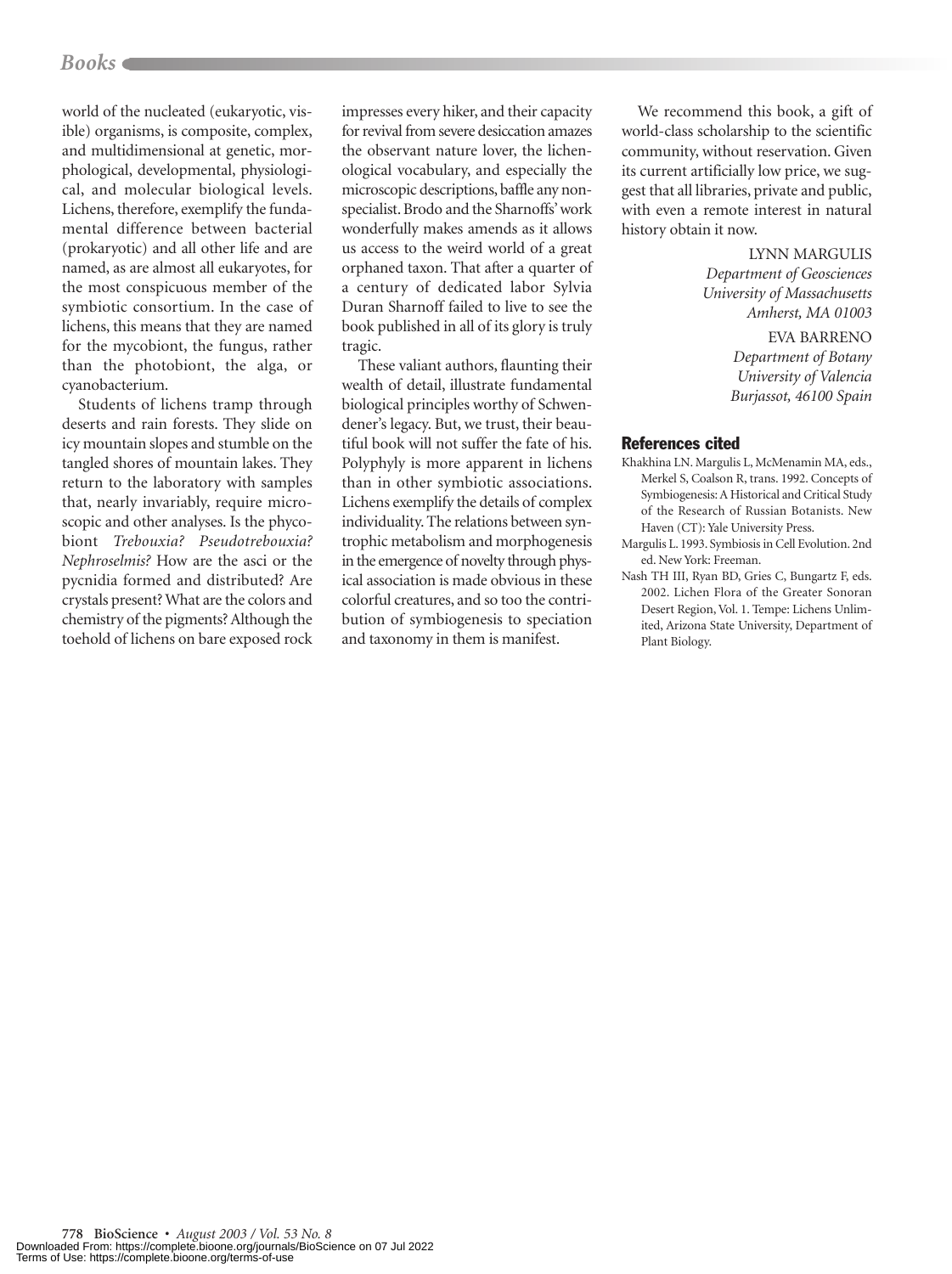world of the nucleated (eukaryotic, visible) organisms, is composite, complex, and multidimensional at genetic, morphological, developmental, physiological, and molecular biological levels. Lichens, therefore, exemplify the fundamental difference between bacterial (prokaryotic) and all other life and are named, as are almost all eukaryotes, for the most conspicuous member of the symbiotic consortium. In the case of lichens, this means that they are named for the mycobiont, the fungus, rather than the photobiont, the alga, or cyanobacterium.

Students of lichens tramp through deserts and rain forests. They slide on icy mountain slopes and stumble on the tangled shores of mountain lakes. They return to the laboratory with samples that, nearly invariably, require microscopic and other analyses. Is the phycobiont *Trebouxia? Pseudotrebouxia? Nephroselmis?* How are the asci or the pycnidia formed and distributed? Are crystals present? What are the colors and chemistry of the pigments? Although the toehold of lichens on bare exposed rock impresses every hiker, and their capacity for revival from severe desiccation amazes the observant nature lover, the lichenological vocabulary, and especially the microscopic descriptions, baffle any nonspecialist. Brodo and the Sharnoffs' work wonderfully makes amends as it allows us access to the weird world of a great orphaned taxon. That after a quarter of a century of dedicated labor Sylvia Duran Sharnoff failed to live to see the book published in all of its glory is truly tragic.

These valiant authors, flaunting their wealth of detail, illustrate fundamental biological principles worthy of Schwendener's legacy. But, we trust, their beautiful book will not suffer the fate of his. Polyphyly is more apparent in lichens than in other symbiotic associations. Lichens exemplify the details of complex individuality. The relations between syntrophic metabolism and morphogenesis in the emergence of novelty through physical association is made obvious in these colorful creatures, and so too the contribution of symbiogenesis to speciation and taxonomy in them is manifest.

We recommend this book, a gift of world-class scholarship to the scientific community, without reservation. Given its current artificially low price, we suggest that all libraries, private and public, with even a remote interest in natural history obtain it now.

LYNN MARGULIS
*Department of Geosciences*
*University of Massachusetts*
*Amherst, MA 01003*

EVA BARRENO
*Department of Botany*
*University of Valencia*
*Burjassot, 46100 Spain*

## References cited

Khakhina LN. Margulis L, McMenamin MA, eds., Merkel S, Coalson R, trans. 1992. Concepts of Symbiogenesis: A Historical and Critical Study of the Research of Russian Botanists. New Haven (CT): Yale University Press.

Margulis L. 1993. Symbiosis in Cell Evolution. 2nd ed. New York: Freeman.

Nash TH III, Ryan BD, Gries C, Bungartz F, eds. 2002. Lichen Flora of the Greater Sonoran Desert Region, Vol. 1. Tempe: Lichens Unlimited, Arizona State University, Department of Plant Biology.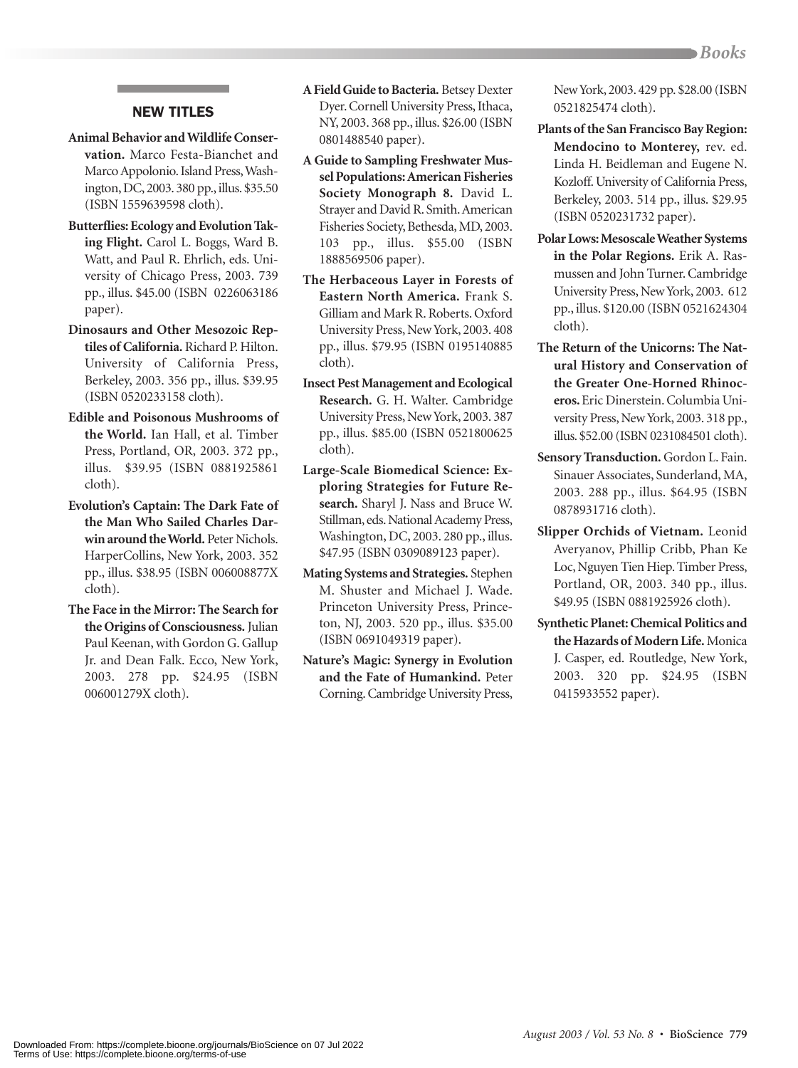## NEW TITLES

**Animal Behavior and Wildlife Conservation.** Marco Festa-Bianchet and Marco Appolonio. Island Press, Washington, DC, 2003. 380 pp., illus. $35.50 (ISBN 1559639598 cloth).

**Butterflies: Ecology and Evolution Taking Flight.** Carol L. Boggs, Ward B. Watt, and Paul R. Ehrlich, eds. University of Chicago Press, 2003. 739 pp., illus. $45.00 (ISBN 0226063186 paper).

**Dinosaurs and Other Mesozoic Reptiles of California.** Richard P. Hilton. University of California Press, Berkeley, 2003. 356 pp., illus. $39.95 (ISBN 0520233158 cloth).

**Edible and Poisonous Mushrooms of the World.** Ian Hall, et al. Timber Press, Portland, OR, 2003. 372 pp., illus. $39.95 (ISBN 0881925861 cloth).

**Evolution's Captain: The Dark Fate of the Man Who Sailed Charles Darwin around the World.** Peter Nichols. HarperCollins, New York, 2003. 352 pp., illus. $38.95 (ISBN 006008877X cloth).

**The Face in the Mirror: The Search for the Origins of Consciousness.** Julian Paul Keenan, with Gordon G. Gallup Jr. and Dean Falk. Ecco, New York, 2003. 278 pp. $24.95 (ISBN 006001279X cloth).

**A Field Guide to Bacteria.** Betsey Dexter Dyer. Cornell University Press, Ithaca, NY, 2003. 368 pp., illus. $26.00 (ISBN 0801488540 paper).

**A Guide to Sampling Freshwater Mussel Populations: American Fisheries Society Monograph 8.** David L. Strayer and David R. Smith. American Fisheries Society, Bethesda, MD, 2003. 103 pp., illus. $55.00 (ISBN 1888569506 paper).

**The Herbaceous Layer in Forests of Eastern North America.** Frank S. Gilliam and Mark R. Roberts. Oxford University Press, New York, 2003. 408 pp., illus. $79.95 (ISBN 0195140885 cloth).

**Insect Pest Management and Ecological Research.** G. H. Walter. Cambridge University Press, New York, 2003. 387 pp., illus. $85.00 (ISBN 0521800625 cloth).

**Large-Scale Biomedical Science: Exploring Strategies for Future Research.** Sharyl J. Nass and Bruce W. Stillman, eds. National Academy Press, Washington, DC, 2003. 280 pp., illus. $47.95 (ISBN 0309089123 paper).

**Mating Systems and Strategies.** Stephen M. Shuster and Michael J. Wade. Princeton University Press, Princeton, NJ, 2003. 520 pp., illus. $35.00 (ISBN 0691049319 paper).

**Nature's Magic: Synergy in Evolution and the Fate of Humankind.** Peter Corning. Cambridge University Press, New York, 2003. 429 pp. $28.00 (ISBN 0521825474 cloth).

**Plants of the San Francisco Bay Region: Mendocino to Monterey,** rev. ed. Linda H. Beidleman and Eugene N. Kozloff. University of California Press, Berkeley, 2003. 514 pp., illus. $29.95 (ISBN 0520231732 paper).

**Polar Lows: Mesoscale Weather Systems in the Polar Regions.** Erik A. Rasmussen and John Turner. Cambridge University Press, New York, 2003. 612 pp., illus. $120.00 (ISBN 0521624304 cloth).

**The Return of the Unicorns: The Natural History and Conservation of the Greater One-Horned Rhinoceros.** Eric Dinerstein. Columbia University Press, New York, 2003. 318 pp., illus. $52.00 (ISBN 0231084501 cloth).

**Sensory Transduction.** Gordon L. Fain. Sinauer Associates, Sunderland, MA, 2003. 288 pp., illus. $64.95 (ISBN 0878931716 cloth).

**Slipper Orchids of Vietnam.** Leonid Averyanov, Phillip Cribb, Phan Ke Loc, Nguyen Tien Hiep. Timber Press, Portland, OR, 2003. 340 pp., illus. $49.95 (ISBN 0881925926 cloth).

**Synthetic Planet: Chemical Politics and the Hazards of Modern Life.** Monica J. Casper, ed. Routledge, New York, 2003. 320 pp. $24.95 (ISBN 0415933552 paper).